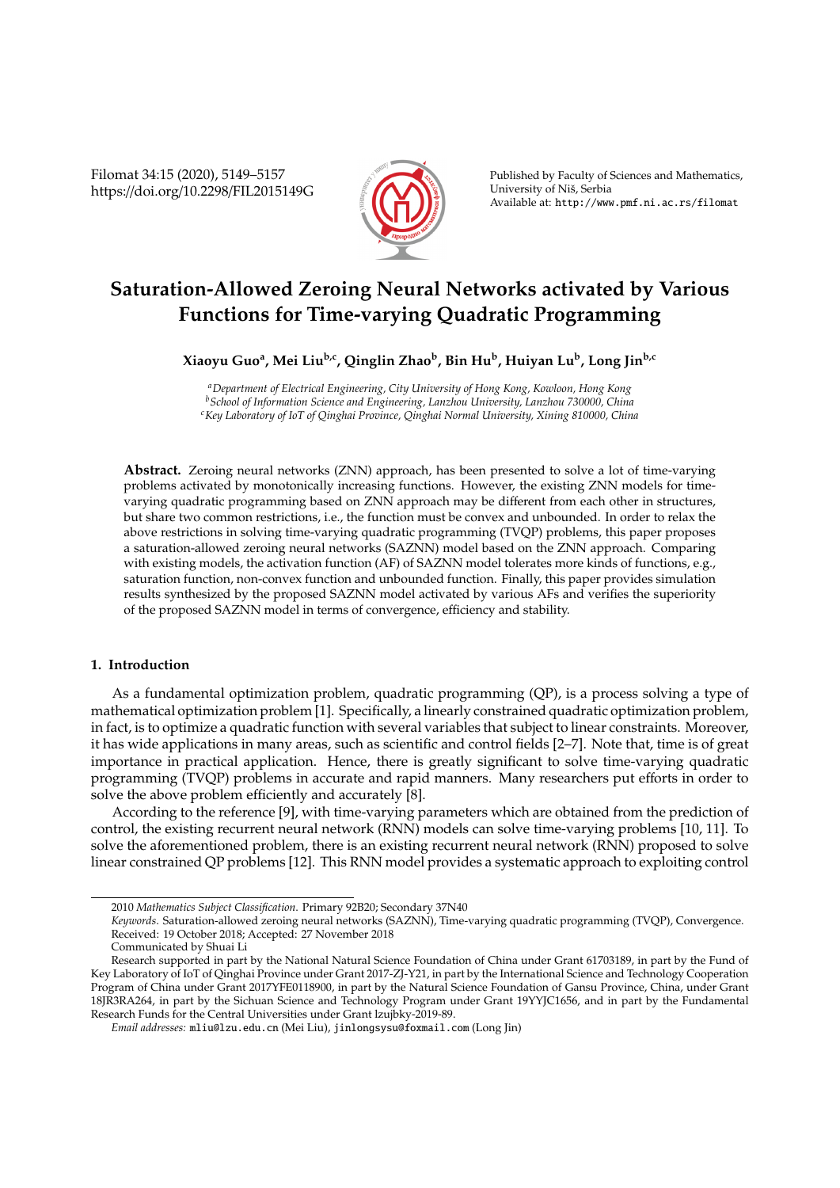# Saturation-Allowed Zeroing Neural Networks activated by Various Functions for Time-varying Quadratic Programming

**Xiaoyu Guo[a], Mei Liu[b,c], Qinglin Zhao[b], Bin Hu[b], Huiyan Lu[b], Long Jin[b,c]**

*[a]Department of Electrical Engineering, City University of Hong Kong, Kowloon, Hong Kong*
*[b]School of Information Science and Engineering, Lanzhou University, Lanzhou 730000, China*
*[c]Key Laboratory of IoT of Qinghai Province, Qinghai Normal University, Xining 810000, China*

**Abstract.** Zeroing neural networks (ZNN) approach, has been presented to solve a lot of time-varying problems activated by monotonically increasing functions. However, the existing ZNN models for time-varying quadratic programming based on ZNN approach may be different from each other in structures, but share two common restrictions, i.e., the function must be convex and unbounded. In order to relax the above restrictions in solving time-varying quadratic programming (TVQP) problems, this paper proposes a saturation-allowed zeroing neural networks (SAZNN) model based on the ZNN approach. Comparing with existing models, the activation function (AF) of SAZNN model tolerates more kinds of functions, e.g., saturation function, non-convex function and unbounded function. Finally, this paper provides simulation results synthesized by the proposed SAZNN model activated by various AFs and verifies the superiority of the proposed SAZNN model in terms of convergence, efficiency and stability.

## 1. Introduction

As a fundamental optimization problem, quadratic programming (QP), is a process solving a type of mathematical optimization problem [1]. Specifically, a linearly constrained quadratic optimization problem, in fact, is to optimize a quadratic function with several variables that subject to linear constraints. Moreover, it has wide applications in many areas, such as scientific and control fields [2–7]. Note that, time is of great importance in practical application. Hence, there is greatly significant to solve time-varying quadratic programming (TVQP) problems in accurate and rapid manners. Many researchers put efforts in order to solve the above problem efficiently and accurately [8].

According to the reference [9], with time-varying parameters which are obtained from the prediction of control, the existing recurrent neural network (RNN) models can solve time-varying problems [10, 11]. To solve the aforementioned problem, there is an existing recurrent neural network (RNN) proposed to solve linear constrained QP problems [12]. This RNN model provides a systematic approach to exploiting control

---

2010 *Mathematics Subject Classification.* Primary 92B20; Secondary 37N40

*Keywords.* Saturation-allowed zeroing neural networks (SAZNN), Time-varying quadratic programming (TVQP), Convergence.

Received: 19 October 2018; Accepted: 27 November 2018

Communicated by Shuai Li

Research supported in part by the National Natural Science Foundation of China under Grant 61703189, in part by the Fund of Key Laboratory of IoT of Qinghai Province under Grant 2017-ZJ-Y21, in part by the International Science and Technology Cooperation Program of China under Grant 2017YFE0118900, in part by the Natural Science Foundation of Gansu Province, China, under Grant 18JR3RA264, in part by the Sichuan Science and Technology Program under Grant 19YYJC1656, and in part by the Fundamental Research Funds for the Central Universities under Grant lzujbky-2019-89.

*Email addresses:* mliu@lzu.edu.cn (Mei Liu), jinlongsysu@foxmail.com (Long Jin)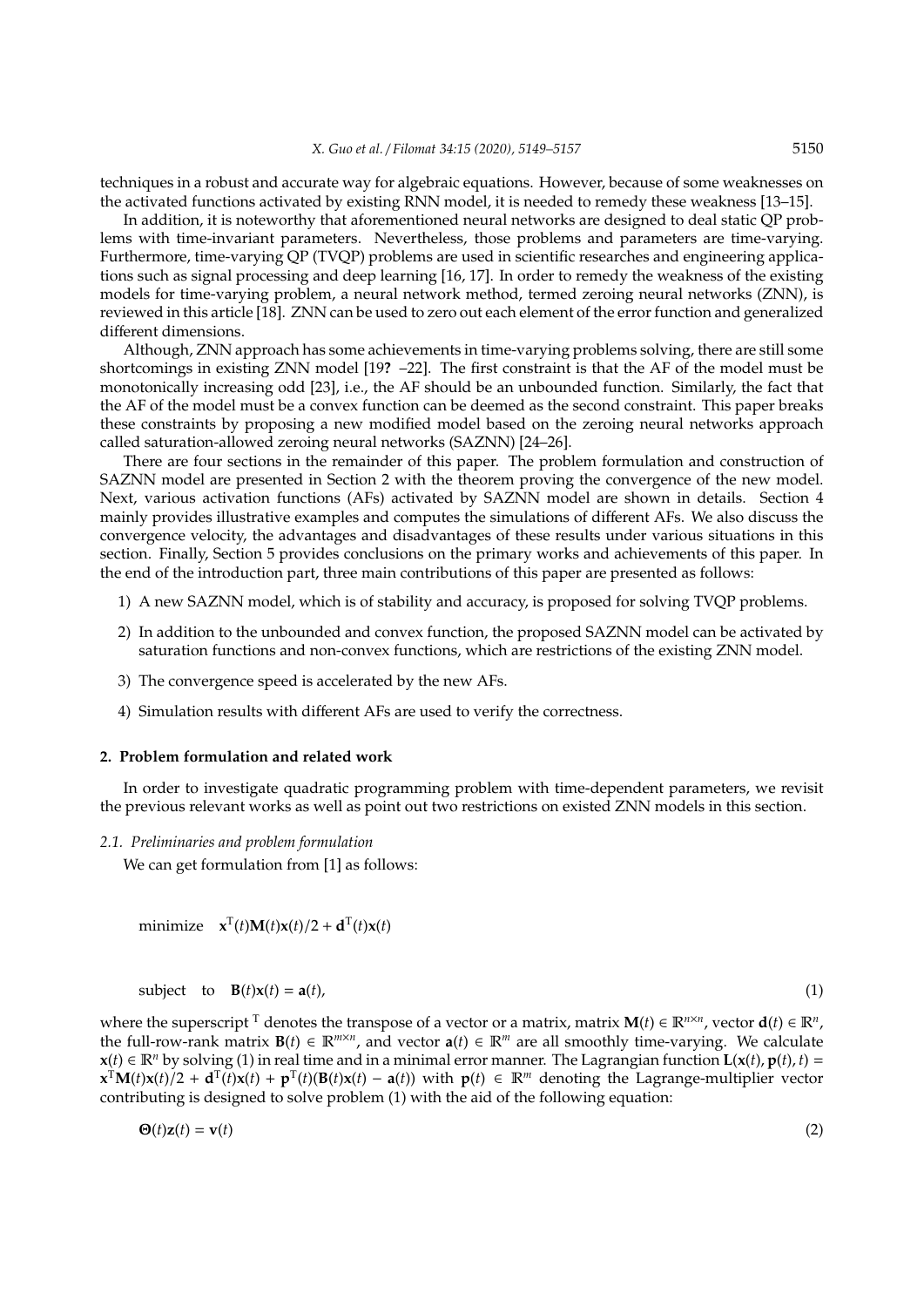techniques in a robust and accurate way for algebraic equations. However, because of some weaknesses on the activated functions activated by existing RNN model, it is needed to remedy these weakness [13–15].

In addition, it is noteworthy that aforementioned neural networks are designed to deal static QP problems with time-invariant parameters. Nevertheless, those problems and parameters are time-varying. Furthermore, time-varying QP (TVQP) problems are used in scientific researches and engineering applications such as signal processing and deep learning [16, 17]. In order to remedy the weakness of the existing models for time-varying problem, a neural network method, termed zeroing neural networks (ZNN), is reviewed in this article [18]. ZNN can be used to zero out each element of the error function and generalized different dimensions.

Although, ZNN approach has some achievements in time-varying problems solving, there are still some shortcomings in existing ZNN model [19**?** –22]. The first constraint is that the AF of the model must be monotonically increasing odd [23], i.e., the AF should be an unbounded function. Similarly, the fact that the AF of the model must be a convex function can be deemed as the second constraint. This paper breaks these constraints by proposing a new modified model based on the zeroing neural networks approach called saturation-allowed zeroing neural networks (SAZNN) [24–26].

There are four sections in the remainder of this paper. The problem formulation and construction of SAZNN model are presented in Section 2 with the theorem proving the convergence of the new model. Next, various activation functions (AFs) activated by SAZNN model are shown in details. Section 4 mainly provides illustrative examples and computes the simulations of different AFs. We also discuss the convergence velocity, the advantages and disadvantages of these results under various situations in this section. Finally, Section 5 provides conclusions on the primary works and achievements of this paper. In the end of the introduction part, three main contributions of this paper are presented as follows:

1) A new SAZNN model, which is of stability and accuracy, is proposed for solving TVQP problems.
2) In addition to the unbounded and convex function, the proposed SAZNN model can be activated by saturation functions and non-convex functions, which are restrictions of the existing ZNN model.
3) The convergence speed is accelerated by the new AFs.
4) Simulation results with different AFs are used to verify the correctness.

## 2. Problem formulation and related work

In order to investigate quadratic programming problem with time-dependent parameters, we revisit the previous relevant works as well as point out two restrictions on existed ZNN models in this section.

### *2.1. Preliminaries and problem formulation*

We can get formulation from [1] as follows:

$$\text{minimize} \quad \mathbf{x}^{\mathrm{T}}(t)\mathbf{M}(t)\mathbf{x}(t)/2 + \mathbf{d}^{\mathrm{T}}(t)\mathbf{x}(t)$$

$$\text{subject to} \quad \mathbf{B}(t)\mathbf{x}(t) = \mathbf{a}(t), \tag{1}$$

where the superscript $^{\mathrm{T}}$ denotes the transpose of a vector or a matrix, matrix $\mathbf{M}(t) \in \mathbb{R}^{n\times n}$, vector $\mathbf{d}(t) \in \mathbb{R}^{n}$, the full-row-rank matrix $\mathbf{B}(t) \in \mathbb{R}^{m\times n}$, and vector $\mathbf{a}(t) \in \mathbb{R}^{m}$ are all smoothly time-varying. We calculate $\mathbf{x}(t) \in \mathbb{R}^{n}$ by solving (1) in real time and in a minimal error manner. The Lagrangian function $\mathbf{L}(\mathbf{x}(t), \mathbf{p}(t), t) = \mathbf{x}^{\mathrm{T}}\mathbf{M}(t)\mathbf{x}(t)/2 + \mathbf{d}^{\mathrm{T}}(t)\mathbf{x}(t) + \mathbf{p}^{\mathrm{T}}(t)(\mathbf{B}(t)\mathbf{x}(t) - \mathbf{a}(t))$ with $\mathbf{p}(t) \in \mathbb{R}^{m}$ denoting the Lagrange-multiplier vector contributing is designed to solve problem (1) with the aid of the following equation:

$$\mathbf{\Theta}(t)\mathbf{z}(t) = \mathbf{v}(t) \tag{2}$$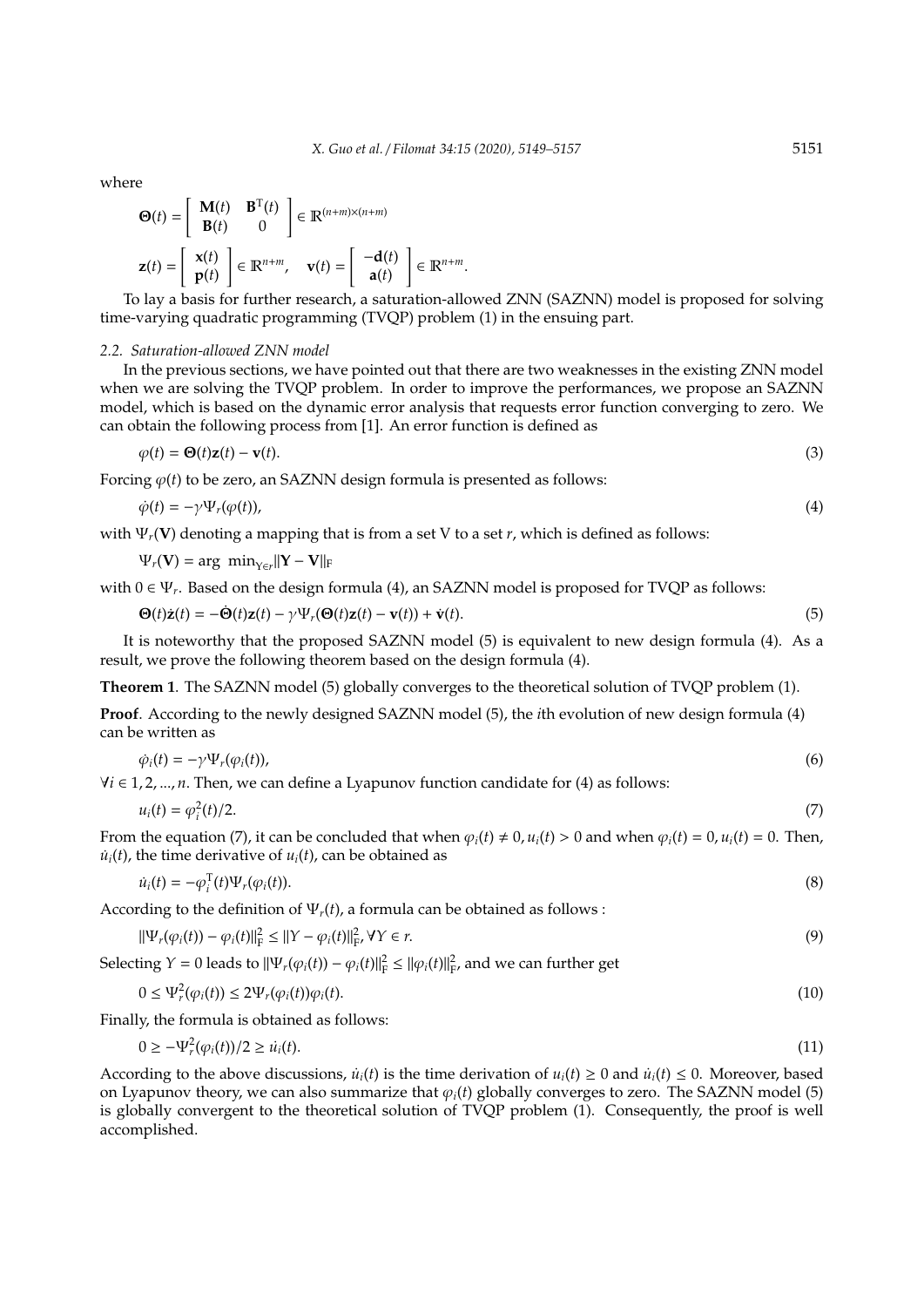where

$$\mathbf{\Theta}(t) = \begin{bmatrix} \mathbf{M}(t) & \mathbf{B}^{\mathrm{T}}(t) \\ \mathbf{B}(t) & 0 \end{bmatrix} \in \mathbb{R}^{(n+m)\times(n+m)}$$

$$\mathbf{z}(t) = \begin{bmatrix} \mathbf{x}(t) \\ \mathbf{p}(t) \end{bmatrix} \in \mathbb{R}^{n+m}, \quad \mathbf{v}(t) = \begin{bmatrix} -\mathbf{d}(t) \\ \mathbf{a}(t) \end{bmatrix} \in \mathbb{R}^{n+m}.$$

To lay a basis for further research, a saturation-allowed ZNN (SAZNN) model is proposed for solving time-varying quadratic programming (TVQP) problem (1) in the ensuing part.

### 2.2. Saturation-allowed ZNN model

In the previous sections, we have pointed out that there are two weaknesses in the existing ZNN model when we are solving the TVQP problem. In order to improve the performances, we propose an SAZNN model, which is based on the dynamic error analysis that requests error function converging to zero. We can obtain the following process from [1]. An error function is defined as

$$\varphi(t) = \mathbf{\Theta}(t)\mathbf{z}(t) - \mathbf{v}(t). \tag{3}$$

Forcing $\varphi(t)$ to be zero, an SAZNN design formula is presented as follows:

$$\dot{\varphi}(t) = -\gamma\Psi_r(\varphi(t)), \tag{4}$$

with $\Psi_r(\mathbf{V})$ denoting a mapping that is from a set V to a set $r$, which is defined as follows:

$$\Psi_r(\mathbf{V}) = \arg\ \min_{\mathbf{Y}\in r}\|\mathbf{Y} - \mathbf{V}\|_{\mathrm{F}}$$

with $0 \in \Psi_r$. Based on the design formula (4), an SAZNN model is proposed for TVQP as follows:

$$\mathbf{\Theta}(t)\dot{\mathbf{z}}(t) = -\dot{\mathbf{\Theta}}(t)\mathbf{z}(t) - \gamma\Psi_r(\mathbf{\Theta}(t)\mathbf{z}(t) - \mathbf{v}(t)) + \dot{\mathbf{v}}(t). \tag{5}$$

It is noteworthy that the proposed SAZNN model (5) is equivalent to new design formula (4). As a result, we prove the following theorem based on the design formula (4).

**Theorem 1**. The SAZNN model (5) globally converges to the theoretical solution of TVQP problem (1).

**Proof**. According to the newly designed SAZNN model (5), the $i$th evolution of new design formula (4) can be written as

$$\dot{\varphi}_i(t) = -\gamma\Psi_r(\varphi_i(t)), \tag{6}$$

$\forall i \in 1, 2, ..., n$. Then, we can define a Lyapunov function candidate for (4) as follows:

$$u_i(t) = \varphi_i^2(t)/2. \tag{7}$$

From the equation (7), it can be concluded that when $\varphi_i(t) \neq 0, u_i(t) > 0$ and when $\varphi_i(t) = 0, u_i(t) = 0$. Then, $\dot{u}_i(t)$, the time derivative of $u_i(t)$, can be obtained as

$$\dot{u}_i(t) = -\varphi_i^{\mathrm{T}}(t)\Psi_r(\varphi_i(t)). \tag{8}$$

According to the definition of $\Psi_r(t)$, a formula can be obtained as follows :

$$\|\Psi_r(\varphi_i(t)) - \varphi_i(t)\|_{\mathrm{F}}^2 \leq \|Y - \varphi_i(t)\|_{\mathrm{F}}^2, \forall Y \in r. \tag{9}$$

Selecting $Y = 0$ leads to $\|\Psi_r(\varphi_i(t)) - \varphi_i(t)\|_{\mathrm{F}}^2 \leq \|\varphi_i(t)\|_{\mathrm{F}}^2$, and we can further get

$$0 \leq \Psi_r^2(\varphi_i(t)) \leq 2\Psi_r(\varphi_i(t))\varphi_i(t). \tag{10}$$

Finally, the formula is obtained as follows:

$$0 \geq -\Psi_r^2(\varphi_i(t))/2 \geq \dot{u}_i(t). \tag{11}$$

According to the above discussions, $\dot{u}_i(t)$ is the time derivation of $u_i(t) \geq 0$ and $\dot{u}_i(t) \leq 0$. Moreover, based on Lyapunov theory, we can also summarize that $\varphi_i(t)$ globally converges to zero. The SAZNN model (5) is globally convergent to the theoretical solution of TVQP problem (1). Consequently, the proof is well accomplished.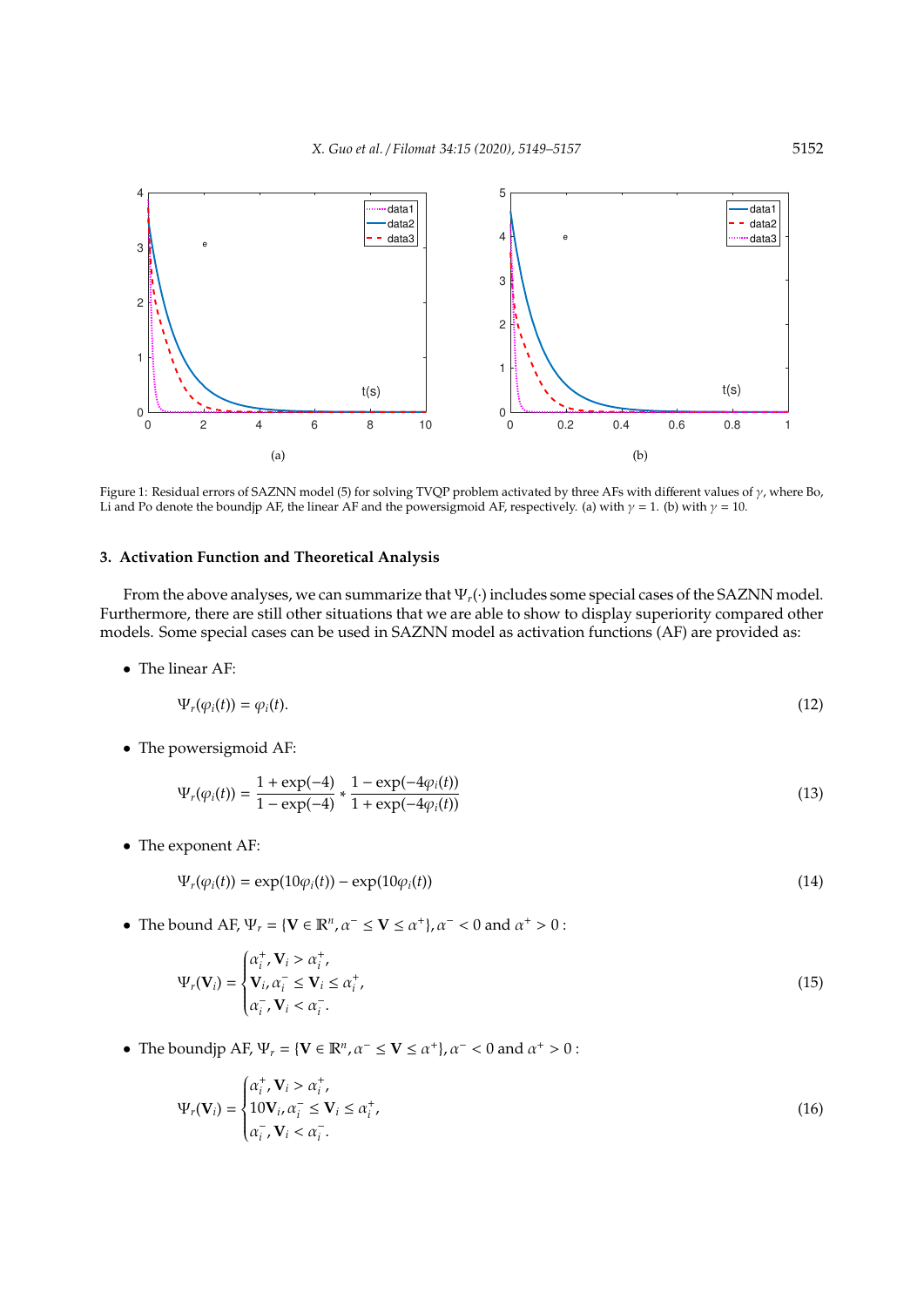Figure 1: Residual errors of SAZNN model (5) for solving TVQP problem activated by three AFs with different values of $\gamma$, where Bo, Li and Po denote the boundjp AF, the linear AF and the powersigmoid AF, respectively. (a) with $\gamma = 1$. (b) with $\gamma = 10$.

## 3. Activation Function and Theoretical Analysis

From the above analyses, we can summarize that $\Psi_r(\cdot)$ includes some special cases of the SAZNN model. Furthermore, there are still other situations that we are able to show to display superiority compared other models. Some special cases can be used in SAZNN model as activation functions (AF) are provided as:

- The linear AF:

$$\Psi_r(\varphi_i(t)) = \varphi_i(t). \tag{12}$$

- The powersigmoid AF:

$$\Psi_r(\varphi_i(t)) = \frac{1+\exp(-4)}{1-\exp(-4)} * \frac{1-\exp(-4\varphi_i(t))}{1+\exp(-4\varphi_i(t))} \tag{13}$$

- The exponent AF:

$$\Psi_r(\varphi_i(t)) = \exp(10\varphi_i(t)) - \exp(10\varphi_i(t)) \tag{14}$$

- The bound AF, $\Psi_r = \{\mathbf{V} \in \mathbb{R}^n, \alpha^- \leq \mathbf{V} \leq \alpha^+\}, \alpha^- < 0$ and $\alpha^+ > 0$ :

$$\Psi_r(\mathbf{V}_i) = \begin{cases} \alpha_i^+, \mathbf{V}_i > \alpha_i^+, \\ \mathbf{V}_i, \alpha_i^- \leq \mathbf{V}_i \leq \alpha_i^+, \\ \alpha_i^-, \mathbf{V}_i < \alpha_i^-. \end{cases} \tag{15}$$

- The boundjp AF, $\Psi_r = \{\mathbf{V} \in \mathbb{R}^n, \alpha^- \leq \mathbf{V} \leq \alpha^+\}, \alpha^- < 0$ and $\alpha^+ > 0$ :

$$\Psi_r(\mathbf{V}_i) = \begin{cases} \alpha_i^+, \mathbf{V}_i > \alpha_i^+, \\ 10\mathbf{V}_i, \alpha_i^- \leq \mathbf{V}_i \leq \alpha_i^+, \\ \alpha_i^-, \mathbf{V}_i < \alpha_i^-. \end{cases} \tag{16}$$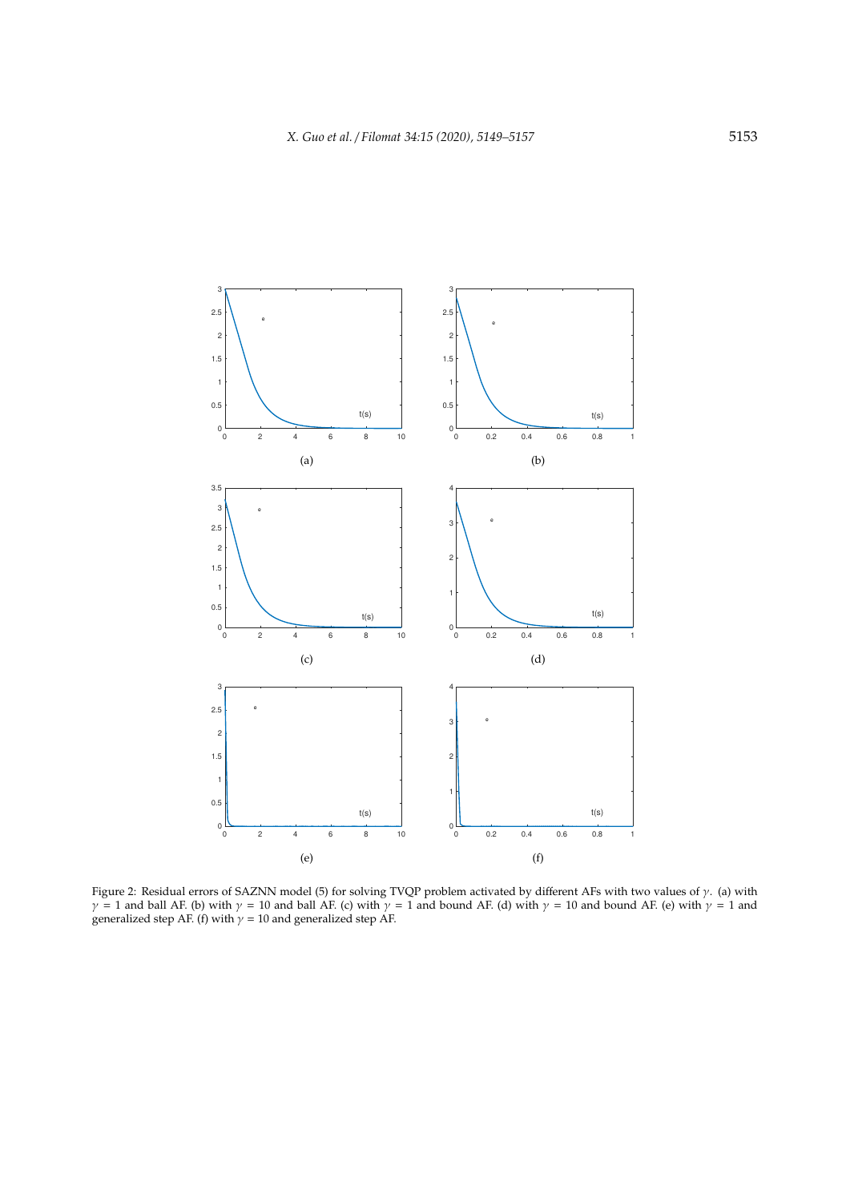Figure 2: Residual errors of SAZNN model (5) for solving TVQP problem activated by different AFs with two values of $\gamma$. (a) with $\gamma = 1$ and ball AF. (b) with $\gamma = 10$ and ball AF. (c) with $\gamma = 1$ and bound AF. (d) with $\gamma = 10$ and bound AF. (e) with $\gamma = 1$ and generalized step AF. (f) with $\gamma = 10$ and generalized step AF.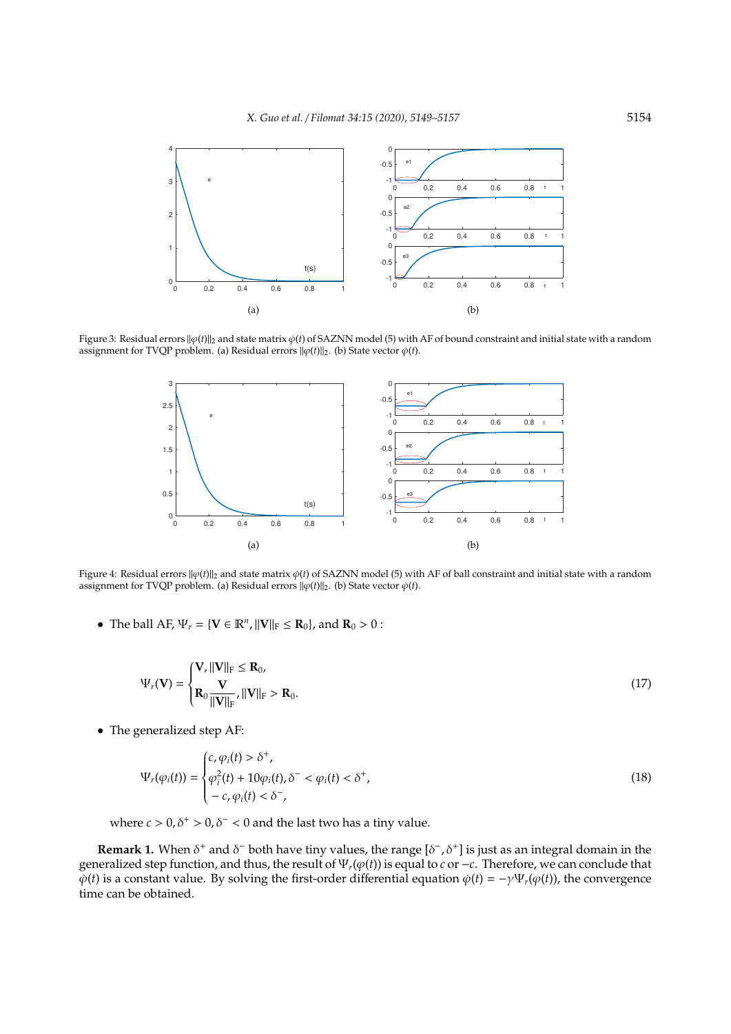Figure 3: Residual errors $\|\varphi(t)\|_2$ and state matrix $\dot{\varphi}(t)$ of SAZNN model (5) with AF of bound constraint and initial state with a random assignment for TVQP problem. (a) Residual errors $\|\varphi(t)\|_2$. (b) State vector $\dot{\varphi}(t)$.

Figure 4: Residual errors $\|\varphi(t)\|_2$ and state matrix $\dot{\varphi}(t)$ of SAZNN model (5) with AF of ball constraint and initial state with a random assignment for TVQP problem. (a) Residual errors $\|\varphi(t)\|_2$. (b) State vector $\dot{\varphi}(t)$.

- The ball AF, $\Psi_r = \{\mathbf{V} \in \mathbb{R}^n, \|\mathbf{V}\|_F \le \mathbf{R}_0\}$, and $\mathbf{R}_0 > 0$ :

$$\Psi_r(\mathbf{V}) = \begin{cases} \mathbf{V}, \|\mathbf{V}\|_F \le \mathbf{R}_0, \\ \mathbf{R}_0 \dfrac{\mathbf{V}}{\|\mathbf{V}\|_F}, \|\mathbf{V}\|_F > \mathbf{R}_0. \end{cases} \tag{17}$$

- The generalized step AF:

$$\Psi_r(\varphi_i(t)) = \begin{cases} c, \varphi_i(t) > \delta^+, \\ \varphi_i^2(t) + 10\varphi_i(t), \delta^- < \varphi_i(t) < \delta^+, \\ -c, \varphi_i(t) < \delta^-, \end{cases} \tag{18}$$

where $c > 0, \delta^+ > 0, \delta^- < 0$ and the last two has a tiny value.

**Remark 1.** When $\delta^+$ and $\delta^-$ both have tiny values, the range $[\delta^-, \delta^+]$ is just as an integral domain in the generalized step function, and thus, the result of $\Psi_r(\varphi(t))$ is equal to $c$ or $-c$. Therefore, we can conclude that $\dot{\varphi}(t)$ is a constant value. By solving the first-order differential equation $\dot{\varphi}(t) = -\gamma\Psi_r(\varphi(t))$, the convergence time can be obtained.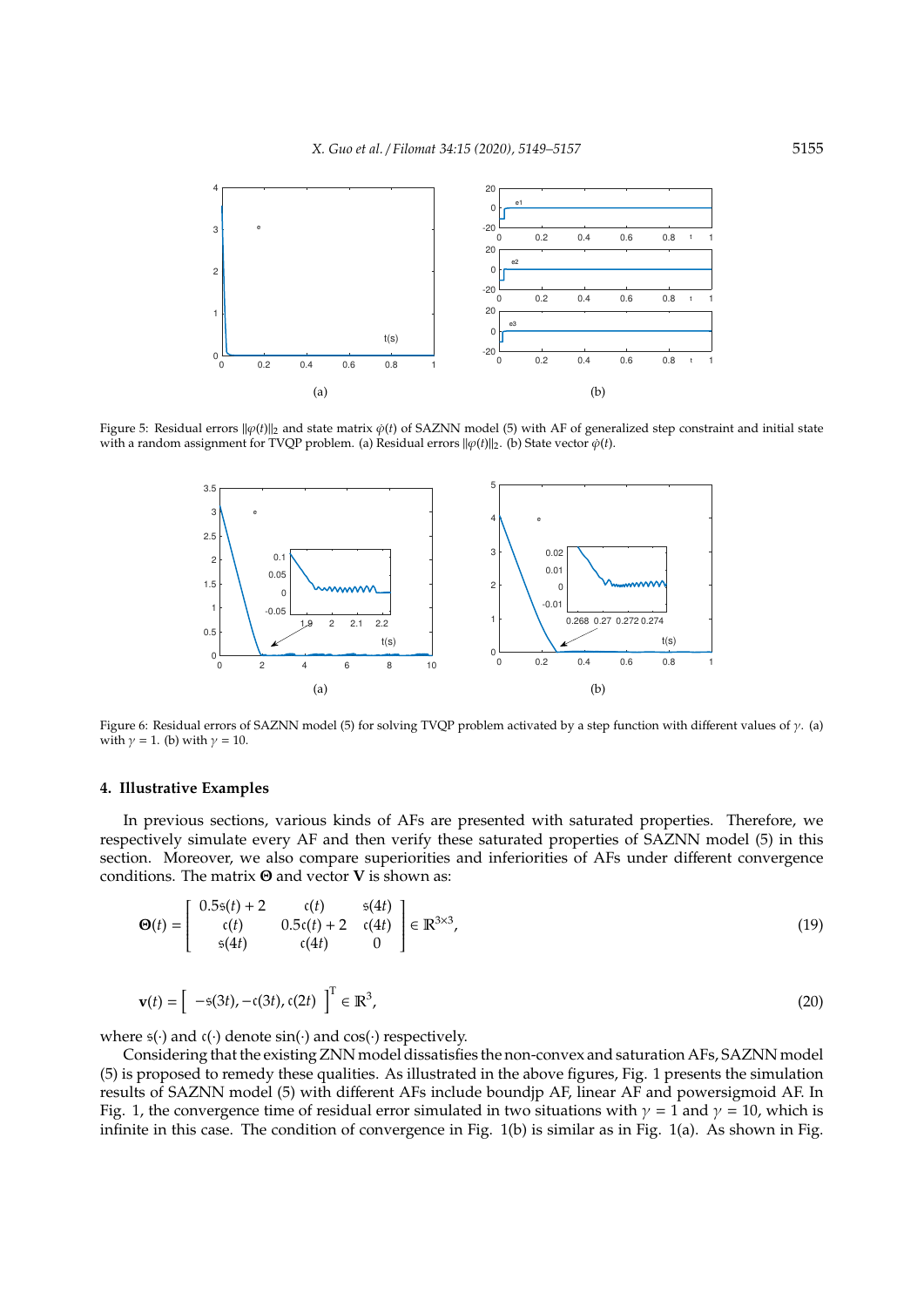Figure 5: Residual errors $\|\varphi(t)\|_2$ and state matrix $\dot{\varphi}(t)$ of SAZNN model (5) with AF of generalized step constraint and initial state with a random assignment for TVQP problem. (a) Residual errors $\|\varphi(t)\|_2$. (b) State vector $\dot{\varphi}(t)$.

Figure 6: Residual errors of SAZNN model (5) for solving TVQP problem activated by a step function with different values of $\gamma$. (a) with $\gamma = 1$. (b) with $\gamma = 10$.

## 4. Illustrative Examples

In previous sections, various kinds of AFs are presented with saturated properties. Therefore, we respectively simulate every AF and then verify these saturated properties of SAZNN model (5) in this section. Moreover, we also compare superiorities and inferiorities of AFs under different convergence conditions. The matrix $\mathbf{\Theta}$ and vector $\mathbf{V}$ is shown as:

$$\mathbf{\Theta}(t) = \begin{bmatrix} 0.5\mathfrak{s}(t)+2 & \mathfrak{c}(t) & \mathfrak{s}(4t) \\ \mathfrak{c}(t) & 0.5\mathfrak{c}(t)+2 & \mathfrak{c}(4t) \\ \mathfrak{s}(4t) & \mathfrak{c}(4t) & 0 \end{bmatrix} \in \mathbb{R}^{3\times 3}, \tag{19}$$

$$\mathbf{v}(t) = \begin{bmatrix} -\mathfrak{s}(3t), -\mathfrak{c}(3t), \mathfrak{c}(2t) \end{bmatrix}^{\mathrm{T}} \in \mathbb{R}^3, \tag{20}$$

where $\mathfrak{s}(\cdot)$ and $\mathfrak{c}(\cdot)$ denote $\sin(\cdot)$ and $\cos(\cdot)$ respectively.

Considering that the existing ZNN model dissatisfies the non-convex and saturation AFs, SAZNN model (5) is proposed to remedy these qualities. As illustrated in the above figures, Fig. 1 presents the simulation results of SAZNN model (5) with different AFs include boundjp AF, linear AF and powersigmoid AF. In Fig. 1, the convergence time of residual error simulated in two situations with $\gamma = 1$ and $\gamma = 10$, which is infinite in this case. The condition of convergence in Fig. 1(b) is similar as in Fig. 1(a). As shown in Fig.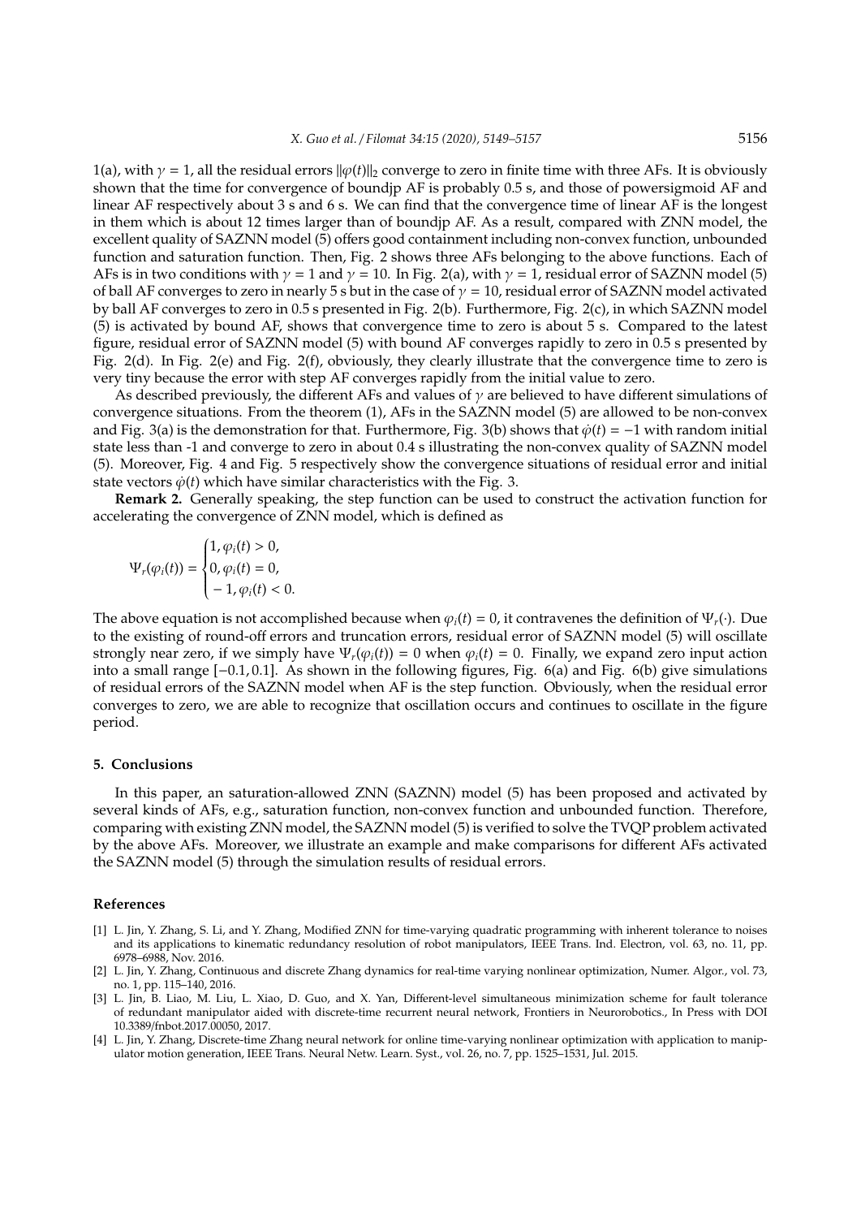1(a), with $\gamma = 1$, all the residual errors $\|\varphi(t)\|_2$ converge to zero in finite time with three AFs. It is obviously shown that the time for convergence of boundjp AF is probably 0.5 s, and those of powersigmoid AF and linear AF respectively about 3 s and 6 s. We can find that the convergence time of linear AF is the longest in them which is about 12 times larger than of boundjp AF. As a result, compared with ZNN model, the excellent quality of SAZNN model (5) offers good containment including non-convex function, unbounded function and saturation function. Then, Fig. 2 shows three AFs belonging to the above functions. Each of AFs is in two conditions with $\gamma = 1$ and $\gamma = 10$. In Fig. 2(a), with $\gamma = 1$, residual error of SAZNN model (5) of ball AF converges to zero in nearly 5 s but in the case of $\gamma = 10$, residual error of SAZNN model activated by ball AF converges to zero in 0.5 s presented in Fig. 2(b). Furthermore, Fig. 2(c), in which SAZNN model (5) is activated by bound AF, shows that convergence time to zero is about 5 s. Compared to the latest figure, residual error of SAZNN model (5) with bound AF converges rapidly to zero in 0.5 s presented by Fig. 2(d). In Fig. 2(e) and Fig. 2(f), obviously, they clearly illustrate that the convergence time to zero is very tiny because the error with step AF converges rapidly from the initial value to zero.

As described previously, the different AFs and values of $\gamma$ are believed to have different simulations of convergence situations. From the theorem (1), AFs in the SAZNN model (5) are allowed to be non-convex and Fig. 3(a) is the demonstration for that. Furthermore, Fig. 3(b) shows that $\dot{\varphi}(t) = -1$ with random initial state less than -1 and converge to zero in about 0.4 s illustrating the non-convex quality of SAZNN model (5). Moreover, Fig. 4 and Fig. 5 respectively show the convergence situations of residual error and initial state vectors $\dot{\varphi}(t)$ which have similar characteristics with the Fig. 3.

**Remark 2.** Generally speaking, the step function can be used to construct the activation function for accelerating the convergence of ZNN model, which is defined as

$$\Psi_r(\varphi_i(t)) = \begin{cases} 1, \varphi_i(t) > 0, \\ 0, \varphi_i(t) = 0, \\ -1, \varphi_i(t) < 0. \end{cases}$$

The above equation is not accomplished because when $\varphi_i(t) = 0$, it contravenes the definition of $\Psi_r(\cdot)$. Due to the existing of round-off errors and truncation errors, residual error of SAZNN model (5) will oscillate strongly near zero, if we simply have $\Psi_r(\varphi_i(t)) = 0$ when $\varphi_i(t) = 0$. Finally, we expand zero input action into a small range $[-0.1, 0.1]$. As shown in the following figures, Fig. 6(a) and Fig. 6(b) give simulations of residual errors of the SAZNN model when AF is the step function. Obviously, when the residual error converges to zero, we are able to recognize that oscillation occurs and continues to oscillate in the figure period.

## 5. Conclusions

In this paper, an saturation-allowed ZNN (SAZNN) model (5) has been proposed and activated by several kinds of AFs, e.g., saturation function, non-convex function and unbounded function. Therefore, comparing with existing ZNN model, the SAZNN model (5) is verified to solve the TVQP problem activated by the above AFs. Moreover, we illustrate an example and make comparisons for different AFs activated the SAZNN model (5) through the simulation results of residual errors.

## References

[1] L. Jin, Y. Zhang, S. Li, and Y. Zhang, Modified ZNN for time-varying quadratic programming with inherent tolerance to noises and its applications to kinematic redundancy resolution of robot manipulators, IEEE Trans. Ind. Electron, vol. 63, no. 11, pp. 6978–6988, Nov. 2016.

[2] L. Jin, Y. Zhang, Continuous and discrete Zhang dynamics for real-time varying nonlinear optimization, Numer. Algor., vol. 73, no. 1, pp. 115–140, 2016.

[3] L. Jin, B. Liao, M. Liu, L. Xiao, D. Guo, and X. Yan, Different-level simultaneous minimization scheme for fault tolerance of redundant manipulator aided with discrete-time recurrent neural network, Frontiers in Neurorobotics., In Press with DOI 10.3389/fnbot.2017.00050, 2017.

[4] L. Jin, Y. Zhang, Discrete-time Zhang neural network for online time-varying nonlinear optimization with application to manipulator motion generation, IEEE Trans. Neural Netw. Learn. Syst., vol. 26, no. 7, pp. 1525–1531, Jul. 2015.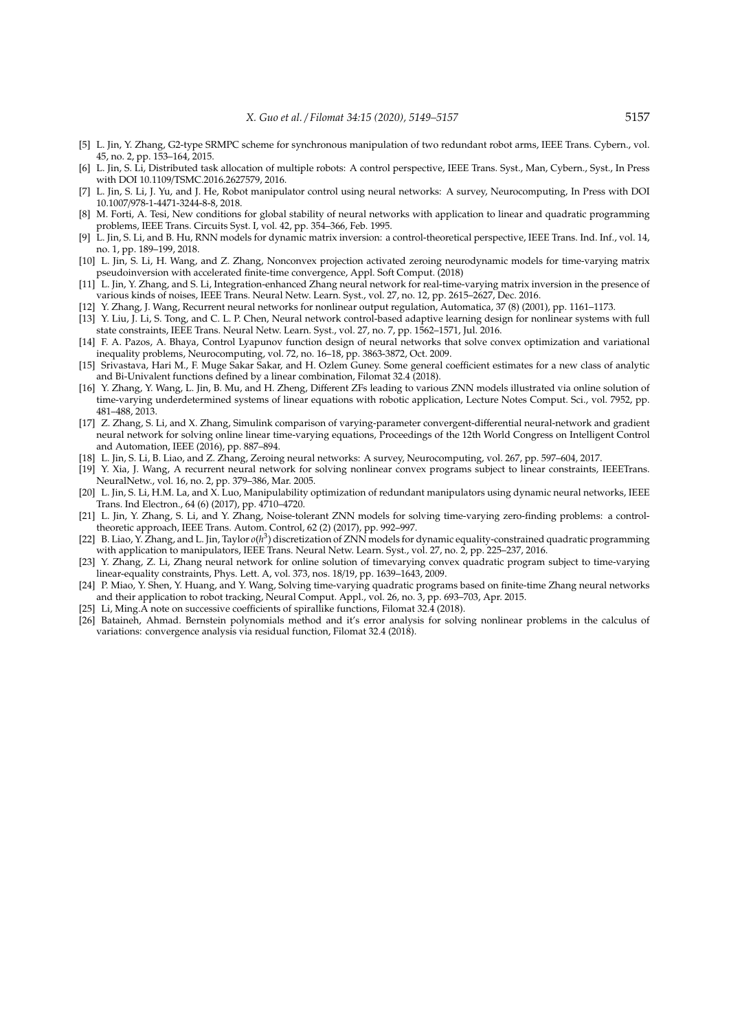[5] L. Jin, Y. Zhang, G2-type SRMPC scheme for synchronous manipulation of two redundant robot arms, IEEE Trans. Cybern., vol. 45, no. 2, pp. 153–164, 2015.

[6] L. Jin, S. Li, Distributed task allocation of multiple robots: A control perspective, IEEE Trans. Syst., Man, Cybern., Syst., In Press with DOI 10.1109/TSMC.2016.2627579, 2016.

[7] L. Jin, S. Li, J. Yu, and J. He, Robot manipulator control using neural networks: A survey, Neurocomputing, In Press with DOI 10.1007/978-1-4471-3244-8-8, 2018.

[8] M. Forti, A. Tesi, New conditions for global stability of neural networks with application to linear and quadratic programming problems, IEEE Trans. Circuits Syst. I, vol. 42, pp. 354–366, Feb. 1995.

[9] L. Jin, S. Li, and B. Hu, RNN models for dynamic matrix inversion: a control-theoretical perspective, IEEE Trans. Ind. Inf., vol. 14, no. 1, pp. 189–199, 2018.

[10] L. Jin, S. Li, H. Wang, and Z. Zhang, Nonconvex projection activated zeroing neurodynamic models for time-varying matrix pseudoinversion with accelerated finite-time convergence, Appl. Soft Comput. (2018)

[11] L. Jin, Y. Zhang, and S. Li, Integration-enhanced Zhang neural network for real-time-varying matrix inversion in the presence of various kinds of noises, IEEE Trans. Neural Netw. Learn. Syst., vol. 27, no. 12, pp. 2615–2627, Dec. 2016.

[12] Y. Zhang, J. Wang, Recurrent neural networks for nonlinear output regulation, Automatica, 37 (8) (2001), pp. 1161–1173.

[13] Y. Liu, J. Li, S. Tong, and C. L. P. Chen, Neural network control-based adaptive learning design for nonlinear systems with full state constraints, IEEE Trans. Neural Netw. Learn. Syst., vol. 27, no. 7, pp. 1562–1571, Jul. 2016.

[14] F. A. Pazos, A. Bhaya, Control Lyapunov function design of neural networks that solve convex optimization and variational inequality problems, Neurocomputing, vol. 72, no. 16–18, pp. 3863-3872, Oct. 2009.

[15] Srivastava, Hari M., F. Muge Sakar Sakar, and H. Ozlem Guney. Some general coefficient estimates for a new class of analytic and Bi-Univalent functions defined by a linear combination, Filomat 32.4 (2018).

[16] Y. Zhang, Y. Wang, L. Jin, B. Mu, and H. Zheng, Different ZFs leading to various ZNN models illustrated via online solution of time-varying underdetermined systems of linear equations with robotic application, Lecture Notes Comput. Sci., vol. 7952, pp. 481–488, 2013.

[17] Z. Zhang, S. Li, and X. Zhang, Simulink comparison of varying-parameter convergent-differential neural-network and gradient neural network for solving online linear time-varying equations, Proceedings of the 12th World Congress on Intelligent Control and Automation, IEEE (2016), pp. 887–894.

[18] L. Jin, S. Li, B. Liao, and Z. Zhang, Zeroing neural networks: A survey, Neurocomputing, vol. 267, pp. 597–604, 2017.

[19] Y. Xia, J. Wang, A recurrent neural network for solving nonlinear convex programs subject to linear constraints, IEEETrans. NeuralNetw., vol. 16, no. 2, pp. 379–386, Mar. 2005.

[20] L. Jin, S. Li, H.M. La, and X. Luo, Manipulability optimization of redundant manipulators using dynamic neural networks, IEEE Trans. Ind Electron., 64 (6) (2017), pp. 4710–4720.

[21] L. Jin, Y. Zhang, S. Li, and Y. Zhang, Noise-tolerant ZNN models for solving time-varying zero-finding problems: a control-theoretic approach, IEEE Trans. Autom. Control, 62 (2) (2017), pp. 992–997.

[22] B. Liao, Y. Zhang, and L. Jin, Taylor $o(h^3)$ discretization of ZNN models for dynamic equality-constrained quadratic programming with application to manipulators, IEEE Trans. Neural Netw. Learn. Syst., vol. 27, no. 2, pp. 225–237, 2016.

[23] Y. Zhang, Z. Li, Zhang neural network for online solution of timevarying convex quadratic program subject to time-varying linear-equality constraints, Phys. Lett. A, vol. 373, nos. 18/19, pp. 1639–1643, 2009.

[24] P. Miao, Y. Shen, Y. Huang, and Y. Wang, Solving time-varying quadratic programs based on finite-time Zhang neural networks and their application to robot tracking, Neural Comput. Appl., vol. 26, no. 3, pp. 693–703, Apr. 2015.

[25] Li, Ming.A note on successive coefficients of spirallike functions, Filomat 32.4 (2018).

[26] Bataineh, Ahmad. Bernstein polynomials method and it's error analysis for solving nonlinear problems in the calculus of variations: convergence analysis via residual function, Filomat 32.4 (2018).